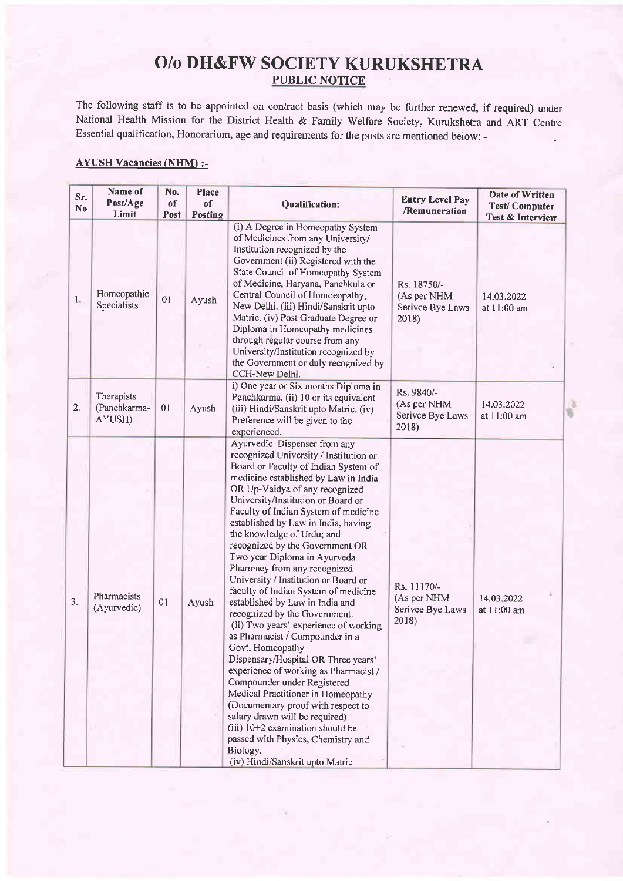# O/o DH&FW SOCIETY KURUKSHETRA

## PUBLIC NOTICE

The following staff is to be appointed on contract basis (which may be further renewed, if required) under National Health Mission for the District Health & Family Welfare Society, Kurukshetra and ART Centre Essential qualification, Honorarium, age and requirements for the posts are mentioned below: -

### AYUSH Vacancies (NHM) :-

| Sr. No | Name of Post/Age Limit | No. of Post | Place of Posting | Qualification: | Entry Level Pay /Remuneration | Date of Written Test/ Computer Test & Interview |
|---|---|---|---|---|---|---|
| 1. | Homeopathic Specialists | 01 | Ayush | (i) A Degree in Homeopathy System of Medicines from any University/ Institution recognized by the Government (ii) Registered with the State Council of Homeopathy System of Medicine, Haryana, Panchkula or Central Council of Homoeopathy, New Delhi. (iii) Hindi/Sanskrit upto Matric. (iv) Post Graduate Degree or Diploma in Homeopathy medicines through regular course from any University/Institution recognized by the Government or duly recognized by CCH-New Delhi. | Rs. 18750/- (As per NHM Serivce Bye Laws 2018) | 14.03.2022 at 11:00 am |
| 2. | Therapists (Panchkarma-AYUSH) | 01 | Ayush | i) One year or Six months Diploma in Panchkarma. (ii) 10 or its equivalent (iii) Hindi/Sanskrit upto Matric. (iv) Preference will be given to the experienced. | Rs. 9840/- (As per NHM Serivce Bye Laws 2018) | 14.03.2022 at 11:00 am |
| 3. | Pharmacists (Ayurvedic) | 01 | Ayush | Ayurvedic Dispenser from any recognized University / Institution or Board or Faculty of Indian System of medicine established by Law in India OR Up-Vaidya of any recognized University/Institution or Board or Faculty of Indian System of medicine established by Law in India, having the knowledge of Urdu; and recognized by the Government OR Two year Diploma in Ayurveda Pharmacy from any recognized University / Institution or Board or faculty of Indian System of medicine established by Law in India and recognized by the Government. (ii) Two years' experience of working as Pharmacist / Compounder in a Govt. Homeopathy Dispensary/Hospital OR Three years' experience of working as Pharmacist / Compounder under Registered Medical Practitioner in Homeopathy (Documentary proof with respect to salary drawn will be required) (iii) 10+2 examination should be passed with Physics, Chemistry and Biology. (iv) Hindi/Sanskrit upto Matric | Rs. 11170/- (As per NHM Serivce Bye Laws 2018) | 14.03.2022 at 11:00 am |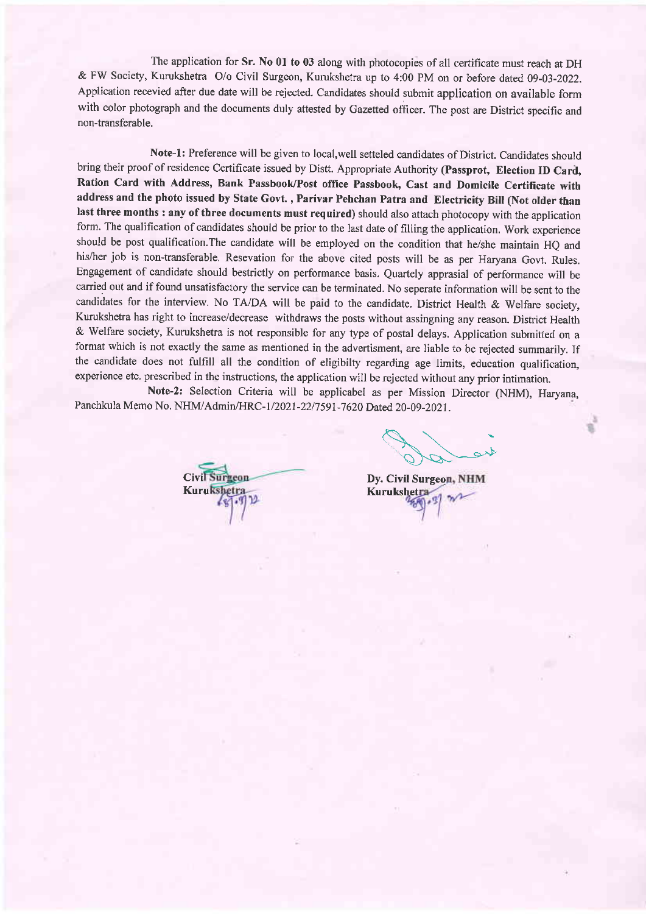The application for **Sr. No 01 to 03** along with photocopies of all certificate must reach at DH & FW Society, Kurukshetra O/o Civil Surgeon, Kurukshetra up to 4:00 PM on or before dated 09-03-2022. Application recevied after due date will be rejected. Candidates should submit application on available form with color photograph and the documents duly attested by Gazetted officer. The post are District specific and non-transferable.

**Note-1:** Preference will be given to local,well setteled candidates of District. Candidates should bring their proof of residence Certificate issued by Distt. Appropriate Authority **(Passprot, Election ID Card, Ration Card with Address, Bank Passbook/Post office Passbook, Cast and Domicile Certificate with address and the photo issued by State Govt. , Parivar Pehchan Patra and Electricity Bill (Not older than last three months : any of three documents must required)** should also attach photocopy with the application form. The qualification of candidates should be prior to the last date of filling the application. Work experience should be post qualification.The candidate will be employed on the condition that he/she maintain HQ and his/her job is non-transferable. Resevation for the above cited posts will be as per Haryana Govt. Rules. Engagement of candidate should bestrictly on performance basis. Quartely apprasial of performance will be carried out and if found unsatisfactory the service can be terminated. No seperate information will be sent to the candidates for the interview. No TA/DA will be paid to the candidate. District Health & Welfare society, Kurukshetra has right to increase/decrease withdraws the posts without assingning any reason. District Health & Welfare society, Kurukshetra is not responsible for any type of postal delays. Application submitted on a format which is not exactly the same as mentioned in the advertisment, are liable to be rejected summarily. If the candidate does not fulfill all the condition of eligibilty regarding age limits, education qualification, experience etc. prescribed in the instructions, the application will be rejected without any prior intimation.

**Note-2:** Selection Criteria will be applicabel as per Mission Director (NHM), Haryana, Panchkula Memo No. NHM/Admin/HRC-1/2021-22/7591-7620 Dated 20-09-2021.

**Civil Surgeon**
**Kurukshetra**

**Dy. Civil Surgeon, NHM**
**Kurukshetra**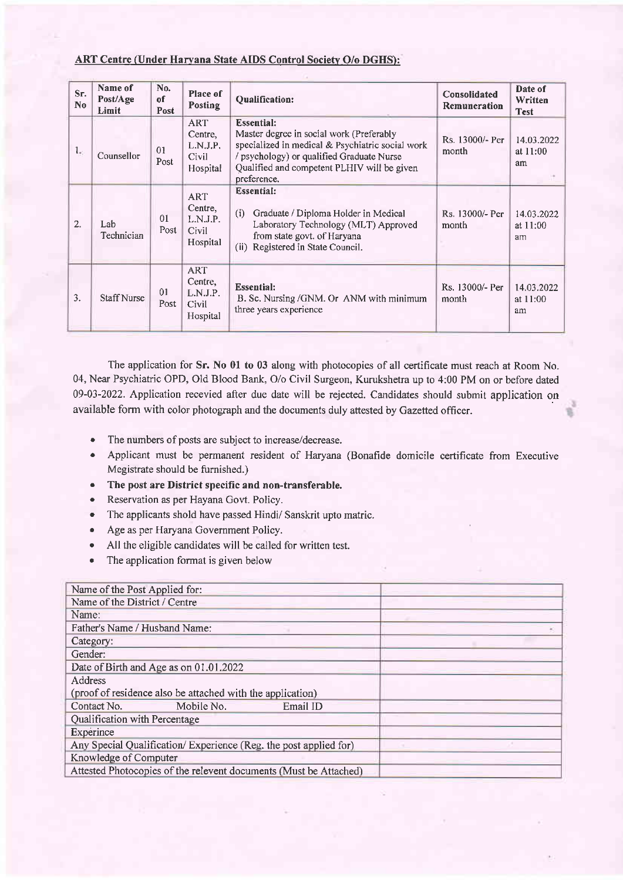**ART Centre (Under Haryana State AIDS Control Society O/o DGHS):**

| Sr. No | Name of Post/Age Limit | No. of Post | Place of Posting | Qualification: | Consolidated Remuneration | Date of Written Test |
|---|---|---|---|---|---|---|
| 1. | Counsellor | 01 Post | ART Centre, L.N.J.P. Civil Hospital | **Essential:** Master degree in social work (Preferably specialized in medical & Psychiatric social work / psychology) or qualified Graduate Nurse Qualified and competent PLHIV will be given preference. | Rs. 13000/- Per month | 14.03.2022 at 11:00 am |
| 2. | Lab Technician | 01 Post | ART Centre, L.N.J.P. Civil Hospital | **Essential:** (i) Graduate / Diploma Holder in Medical Laboratory Technology (MLT) Approved from state govt. of Haryana (ii) Registered in State Council. | Rs. 13000/- Per month | 14.03.2022 at 11:00 am |
| 3. | Staff Nurse | 01 Post | ART Centre, L.N.J.P. Civil Hospital | **Essential:** B. Sc. Nursing /GNM. Or ANM with minimum three years experience | Rs. 13000/- Per month | 14.03.2022 at 11:00 am |

The application for **Sr. No 01 to 03** along with photocopies of all certificate must reach at Room No. 04, Near Psychiatric OPD, Old Blood Bank, O/o Civil Surgeon, Kurukshetra up to 4:00 PM on or before dated 09-03-2022. Application recevied after due date will be rejected. Candidates should submit application on available form with color photograph and the documents duly attested by Gazetted officer.

- The numbers of posts are subject to increase/decrease.
- Applicant must be permanent resident of Haryana (Bonafide domicile certificate from Executive Megistrate should be furnished.)
- **The post are District specific and non-transferable.**
- Reservation as per Hayana Govt. Policy.
- The applicants shold have passed Hindi/ Sanskrit upto matric.
- Age as per Haryana Government Policy.
- All the eligible candidates will be called for written test.
- The application format is given below

| | |
|---|---|
| Name of the Post Applied for: | |
| Name of the District / Centre | |
| Name: | |
| Father's Name / Husband Name: | |
| Category: | |
| Gender: | |
| Date of Birth and Age as on 01.01.2022 | |
| Address (proof of residence also be attached with the application) | |
| Contact No. Mobile No. Email ID | |
| Qualification with Percentage | |
| Experince | |
| Any Special Qualification/ Experience (Reg. the post applied for) | |
| Knowledge of Computer | |
| Attested Photocopies of the relevent documents (Must be Attached) | |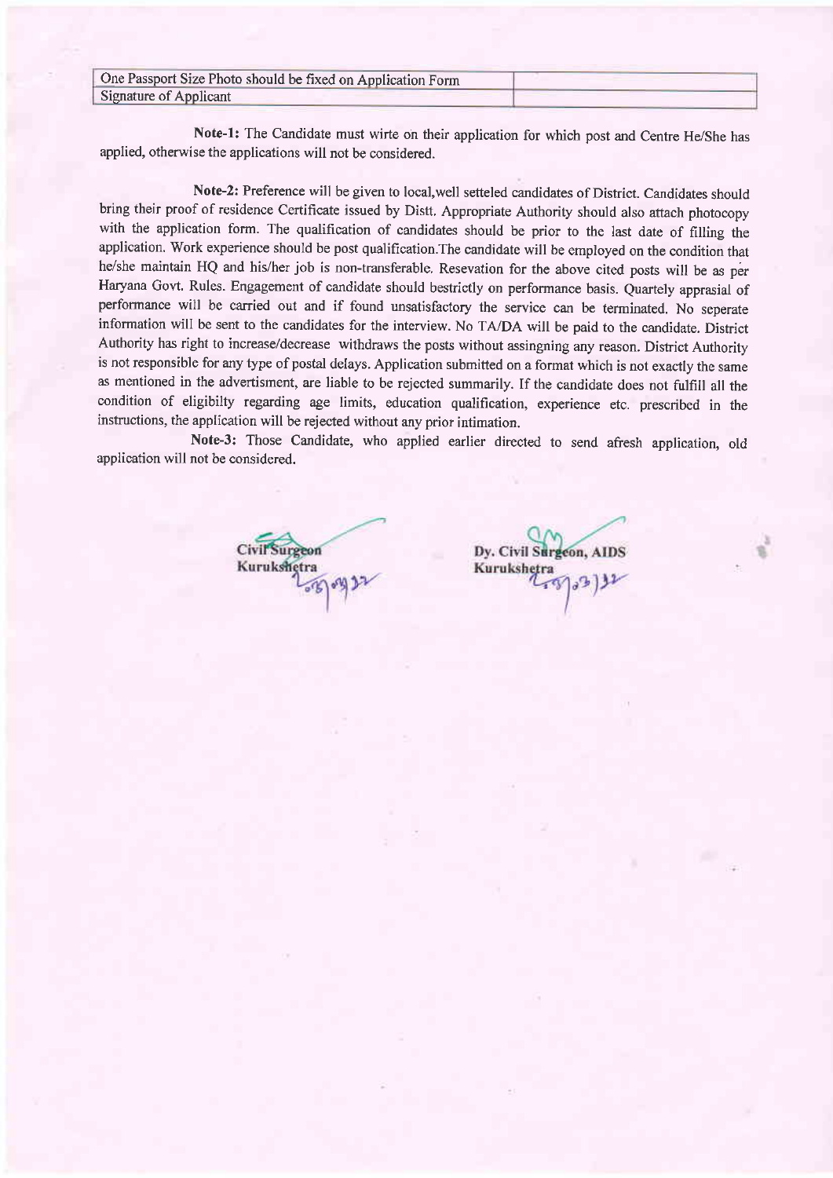| | |
|---|---|
| One Passport Size Photo should be fixed on Application Form | |
| Signature of Applicant | |

**Note-1:** The Candidate must wirte on their application for which post and Centre He/She has applied, otherwise the applications will not be considered.

**Note-2:** Preference will be given to local,well setteled candidates of District. Candidates should bring their proof of residence Certificate issued by Distt. Appropriate Authority should also attach photocopy with the application form. The qualification of candidates should be prior to the last date of filling the application. Work experience should be post qualification.The candidate will be employed on the condition that he/she maintain HQ and his/her job is non-transferable. Resevation for the above cited posts will be as per Haryana Govt. Rules. Engagement of candidate should bestrictly on performance basis. Quartely apprasial of performance will be carried out and if found unsatisfactory the service can be terminated. No seperate information will be sent to the candidates for the interview. No TA/DA will be paid to the candidate. District Authority has right to increase/decrease withdraws the posts without assingning any reason. District Authority is not responsible for any type of postal delays. Application submitted on a format which is not exactly the same as mentioned in the advertisment, are liable to be rejected summarily. If the candidate does not fulfill all the condition of eligibilty regarding age limits, education qualification, experience etc. prescribed in the instructions, the application will be rejected without any prior intimation.

**Note-3:** Those Candidate, who applied earlier directed to send afresh application, old application will not be considered.

**Civil Surgeon**
**Kurukshetra**

**Dy. Civil Surgeon, AIDS**
**Kurukshetra**